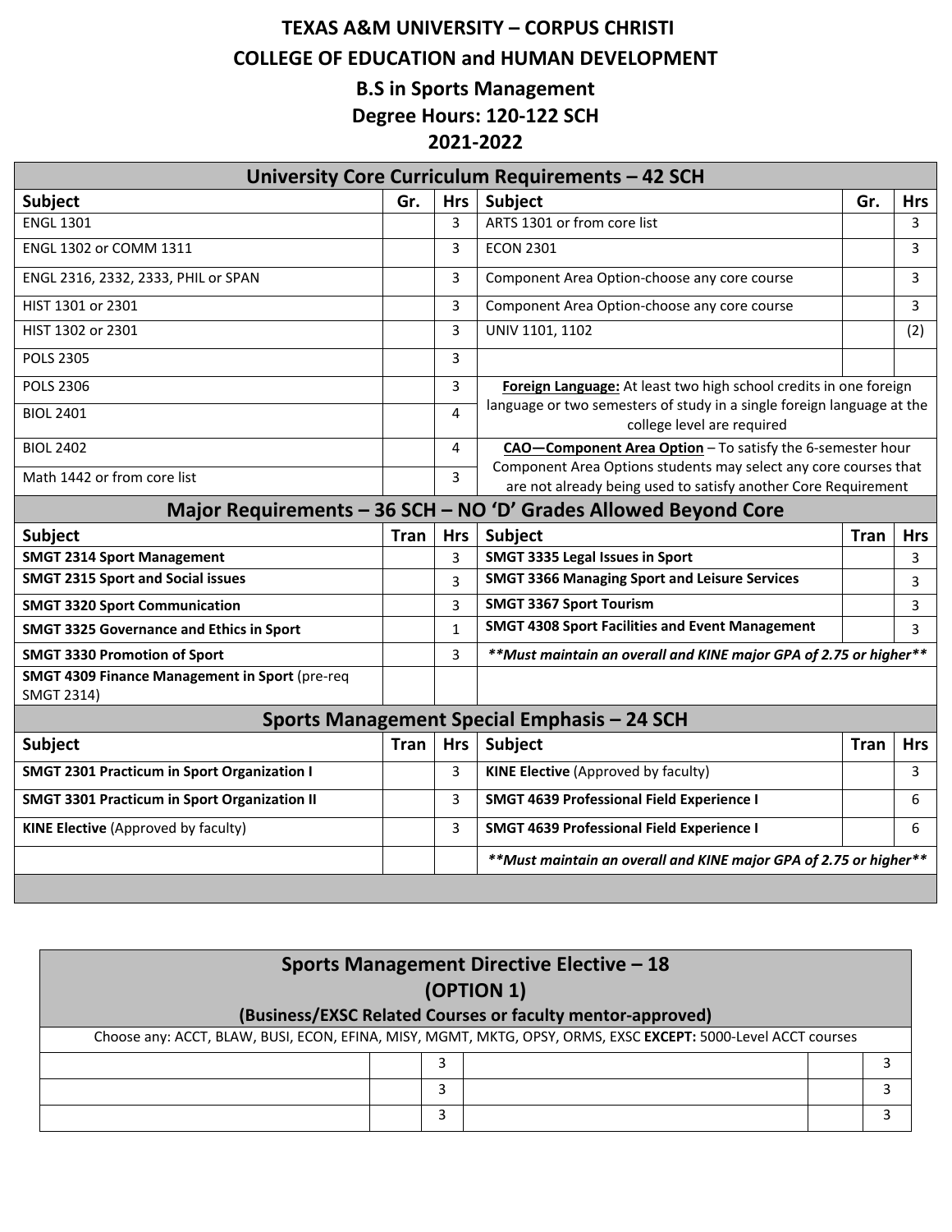# TEXAS A&M UNIVERSITY – CORPUS CHRISTI

## COLLEGE OF EDUCATION and HUMAN DEVELOPMENT

## B.S in Sports Management

### Degree Hours: 120-122 SCH

### 2021-2022

| University Core Curriculum Requirements – 42 SCH | | | | | |
|---|---|---|---|---|---|
| **Subject** | **Gr.** | **Hrs** | **Subject** | **Gr.** | **Hrs** |
| ENGL 1301 | | 3 | ARTS 1301 or from core list | | 3 |
| ENGL 1302 or COMM 1311 | | 3 | ECON 2301 | | 3 |
| ENGL 2316, 2332, 2333, PHIL or SPAN | | 3 | Component Area Option-choose any core course | | 3 |
| HIST 1301 or 2301 | | 3 | Component Area Option-choose any core course | | 3 |
| HIST 1302 or 2301 | | 3 | UNIV 1101, 1102 | | (2) |
| POLS 2305 | | 3 | | | |
| POLS 2306 | | 3 | **Foreign Language:** At least two high school credits in one foreign language or two semesters of study in a single foreign language at the college level are required | | |
| BIOL 2401 | | 4 | | | |
| BIOL 2402 | | 4 | **CAO—Component Area Option** – To satisfy the 6-semester hour Component Area Options students may select any core courses that are not already being used to satisfy another Core Requirement | | |
| Math 1442 or from core list | | 3 | | | |

| Major Requirements – 36 SCH – NO 'D' Grades Allowed Beyond Core | | | | | |
|---|---|---|---|---|---|
| **Subject** | **Tran** | **Hrs** | **Subject** | **Tran** | **Hrs** |
| **SMGT 2314 Sport Management** | | 3 | **SMGT 3335 Legal Issues in Sport** | | 3 |
| **SMGT 2315 Sport and Social issues** | | 3 | **SMGT 3366 Managing Sport and Leisure Services** | | 3 |
| **SMGT 3320 Sport Communication** | | 3 | **SMGT 3367 Sport Tourism** | | 3 |
| **SMGT 3325 Governance and Ethics in Sport** | | 1 | **SMGT 4308 Sport Facilities and Event Management** | | 3 |
| **SMGT 3330 Promotion of Sport** | | 3 | ***\*\*Must maintain an overall and KINE major GPA of 2.75 or higher\*\**** | | |
| **SMGT 4309 Finance Management in Sport** (pre-req SMGT 2314) | | | | | |

| Sports Management Special Emphasis – 24 SCH | | | | | |
|---|---|---|---|---|---|
| **Subject** | **Tran** | **Hrs** | **Subject** | **Tran** | **Hrs** |
| **SMGT 2301 Practicum in Sport Organization I** | | 3 | **KINE Elective** (Approved by faculty) | | 3 |
| **SMGT 3301 Practicum in Sport Organization II** | | 3 | **SMGT 4639 Professional Field Experience I** | | 6 |
| **KINE Elective** (Approved by faculty) | | 3 | **SMGT 4639 Professional Field Experience I** | | 6 |
| | | | ***\*\*Must maintain an overall and KINE major GPA of 2.75 or higher\*\**** | | |

| Sports Management Directive Elective – 18 (OPTION 1) (Business/EXSC Related Courses or faculty mentor-approved) | | | | | |
|---|---|---|---|---|---|
| Choose any: ACCT, BLAW, BUSI, ECON, EFINA, MISY, MGMT, MKTG, OPSY, ORMS, EXSC **EXCEPT:** 5000-Level ACCT courses | | | | | |
| | | 3 | | | 3 |
| | | 3 | | | 3 |
| | | 3 | | | 3 |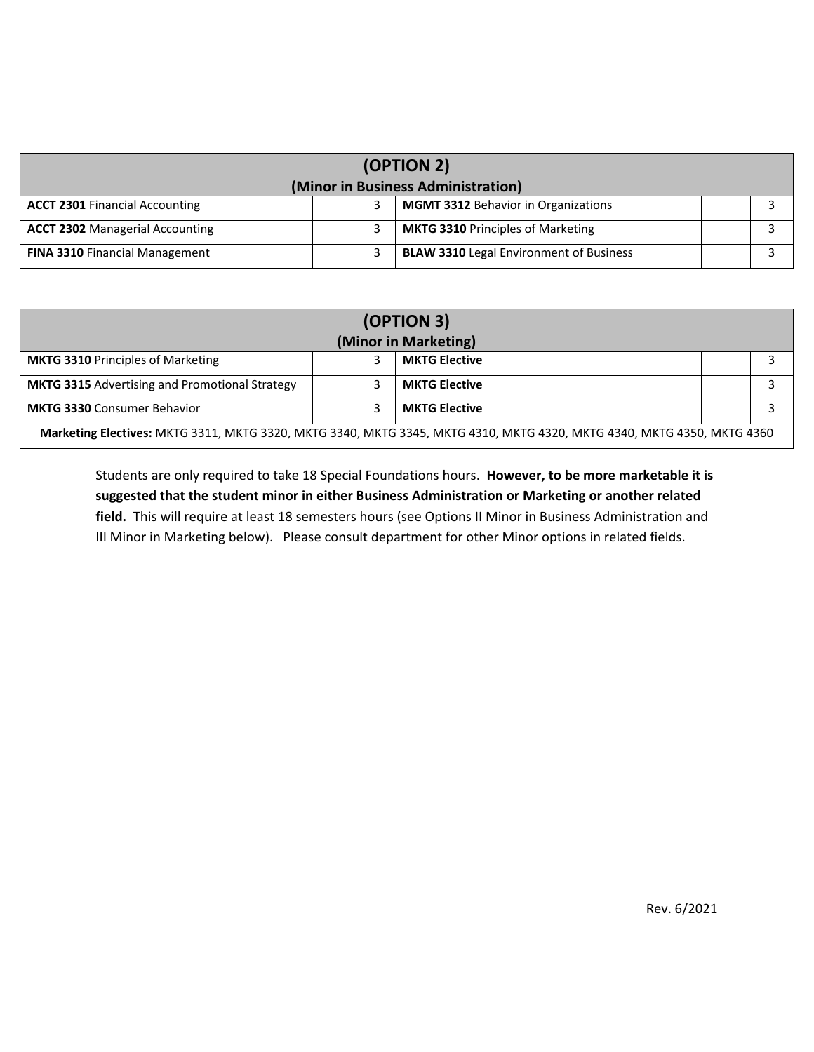| (OPTION 2) (Minor in Business Administration) | | | | | |
|---|---|---|---|---|---|
| **ACCT 2301** Financial Accounting | | 3 | **MGMT 3312** Behavior in Organizations | | 3 |
| **ACCT 2302** Managerial Accounting | | 3 | **MKTG 3310** Principles of Marketing | | 3 |
| **FINA 3310** Financial Management | | 3 | **BLAW 3310** Legal Environment of Business | | 3 |

| (OPTION 3) (Minor in Marketing) | | | | | |
|---|---|---|---|---|---|
| **MKTG 3310** Principles of Marketing | | 3 | **MKTG Elective** | | 3 |
| **MKTG 3315** Advertising and Promotional Strategy | | 3 | **MKTG Elective** | | 3 |
| **MKTG 3330** Consumer Behavior | | 3 | **MKTG Elective** | | 3 |
| **Marketing Electives:** MKTG 3311, MKTG 3320, MKTG 3340, MKTG 3345, MKTG 4310, MKTG 4320, MKTG 4340, MKTG 4350, MKTG 4360 | | | | | |

Students are only required to take 18 Special Foundations hours. **However, to be more marketable it is suggested that the student minor in either Business Administration or Marketing or another related field.** This will require at least 18 semesters hours (see Options II Minor in Business Administration and III Minor in Marketing below). Please consult department for other Minor options in related fields.

Rev. 6/2021